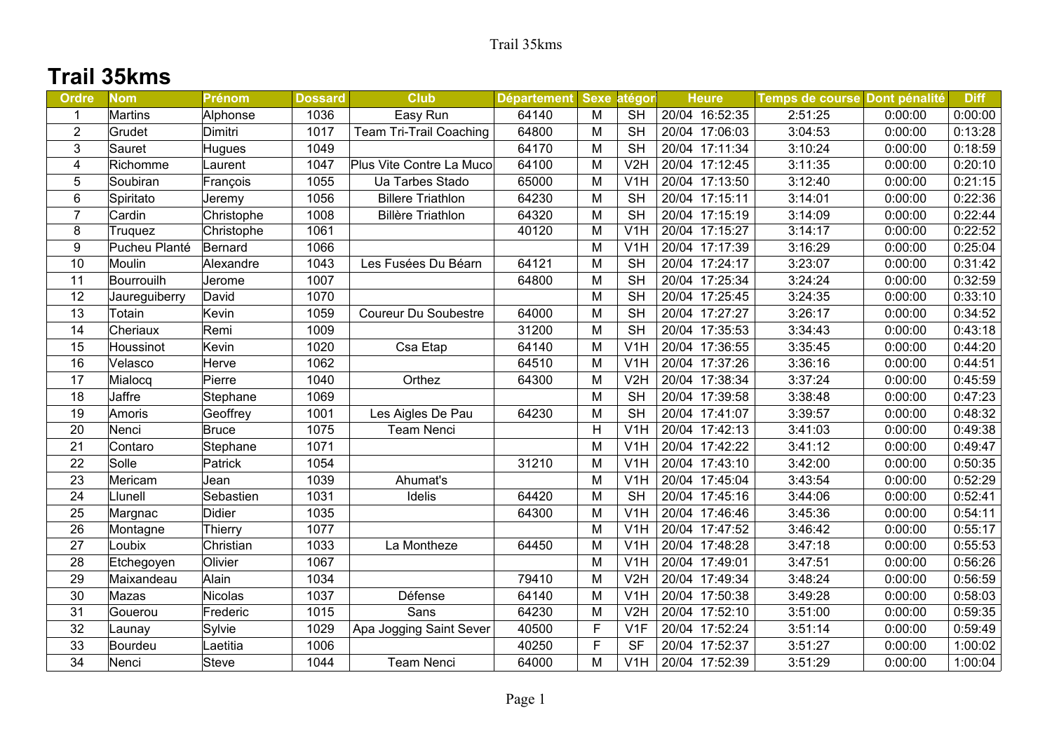# Trail 35kms

| Ordre | Nom | Prénom | Dossard | Club | Département | Sexe | atégor | Heure | Temps de course | Dont pénalité | Diff |
|---|---|---|---|---|---|---|---|---|---|---|---|
| 1 | Martins | Alphonse | 1036 | Easy Run | 64140 | M | SH | 20/04 16:52:35 | 2:51:25 | 0:00:00 | 0:00:00 |
| 2 | Grudet | Dimitri | 1017 | Team Tri-Trail Coaching | 64800 | M | SH | 20/04 17:06:03 | 3:04:53 | 0:00:00 | 0:13:28 |
| 3 | Sauret | Hugues | 1049 | | 64170 | M | SH | 20/04 17:11:34 | 3:10:24 | 0:00:00 | 0:18:59 |
| 4 | Richomme | Laurent | 1047 | Plus Vite Contre La Muco | 64100 | M | V2H | 20/04 17:12:45 | 3:11:35 | 0:00:00 | 0:20:10 |
| 5 | Soubiran | François | 1055 | Ua Tarbes Stado | 65000 | M | V1H | 20/04 17:13:50 | 3:12:40 | 0:00:00 | 0:21:15 |
| 6 | Spiritato | Jeremy | 1056 | Billere Triathlon | 64230 | M | SH | 20/04 17:15:11 | 3:14:01 | 0:00:00 | 0:22:36 |
| 7 | Cardin | Christophe | 1008 | Billère Triathlon | 64320 | M | SH | 20/04 17:15:19 | 3:14:09 | 0:00:00 | 0:22:44 |
| 8 | Truquez | Christophe | 1061 | | 40120 | M | V1H | 20/04 17:15:27 | 3:14:17 | 0:00:00 | 0:22:52 |
| 9 | Pucheu Planté | Bernard | 1066 | | | M | V1H | 20/04 17:17:39 | 3:16:29 | 0:00:00 | 0:25:04 |
| 10 | Moulin | Alexandre | 1043 | Les Fusées Du Béarn | 64121 | M | SH | 20/04 17:24:17 | 3:23:07 | 0:00:00 | 0:31:42 |
| 11 | Bourrouilh | Jerome | 1007 | | 64800 | M | SH | 20/04 17:25:34 | 3:24:24 | 0:00:00 | 0:32:59 |
| 12 | Jaureguiberry | David | 1070 | | | M | SH | 20/04 17:25:45 | 3:24:35 | 0:00:00 | 0:33:10 |
| 13 | Totain | Kevin | 1059 | Coureur Du Soubestre | 64000 | M | SH | 20/04 17:27:27 | 3:26:17 | 0:00:00 | 0:34:52 |
| 14 | Cheriaux | Remi | 1009 | | 31200 | M | SH | 20/04 17:35:53 | 3:34:43 | 0:00:00 | 0:43:18 |
| 15 | Houssinot | Kevin | 1020 | Csa Etap | 64140 | M | V1H | 20/04 17:36:55 | 3:35:45 | 0:00:00 | 0:44:20 |
| 16 | Velasco | Herve | 1062 | | 64510 | M | V1H | 20/04 17:37:26 | 3:36:16 | 0:00:00 | 0:44:51 |
| 17 | Mialocq | Pierre | 1040 | Orthez | 64300 | M | V2H | 20/04 17:38:34 | 3:37:24 | 0:00:00 | 0:45:59 |
| 18 | Jaffre | Stephane | 1069 | | | M | SH | 20/04 17:39:58 | 3:38:48 | 0:00:00 | 0:47:23 |
| 19 | Amoris | Geoffrey | 1001 | Les Aigles De Pau | 64230 | M | SH | 20/04 17:41:07 | 3:39:57 | 0:00:00 | 0:48:32 |
| 20 | Nenci | Bruce | 1075 | Team Nenci | | H | V1H | 20/04 17:42:13 | 3:41:03 | 0:00:00 | 0:49:38 |
| 21 | Contaro | Stephane | 1071 | | | M | V1H | 20/04 17:42:22 | 3:41:12 | 0:00:00 | 0:49:47 |
| 22 | Solle | Patrick | 1054 | | 31210 | M | V1H | 20/04 17:43:10 | 3:42:00 | 0:00:00 | 0:50:35 |
| 23 | Mericam | Jean | 1039 | Ahumat's | | M | V1H | 20/04 17:45:04 | 3:43:54 | 0:00:00 | 0:52:29 |
| 24 | Llunell | Sebastien | 1031 | Idelis | 64420 | M | SH | 20/04 17:45:16 | 3:44:06 | 0:00:00 | 0:52:41 |
| 25 | Margnac | Didier | 1035 | | 64300 | M | V1H | 20/04 17:46:46 | 3:45:36 | 0:00:00 | 0:54:11 |
| 26 | Montagne | Thierry | 1077 | | | M | V1H | 20/04 17:47:52 | 3:46:42 | 0:00:00 | 0:55:17 |
| 27 | Loubix | Christian | 1033 | La Montheze | 64450 | M | V1H | 20/04 17:48:28 | 3:47:18 | 0:00:00 | 0:55:53 |
| 28 | Etchegoyen | Olivier | 1067 | | | M | V1H | 20/04 17:49:01 | 3:47:51 | 0:00:00 | 0:56:26 |
| 29 | Maixandeau | Alain | 1034 | | 79410 | M | V2H | 20/04 17:49:34 | 3:48:24 | 0:00:00 | 0:56:59 |
| 30 | Mazas | Nicolas | 1037 | Défense | 64140 | M | V1H | 20/04 17:50:38 | 3:49:28 | 0:00:00 | 0:58:03 |
| 31 | Gouerou | Frederic | 1015 | Sans | 64230 | M | V2H | 20/04 17:52:10 | 3:51:00 | 0:00:00 | 0:59:35 |
| 32 | Launay | Sylvie | 1029 | Apa Jogging Saint Sever | 40500 | F | V1F | 20/04 17:52:24 | 3:51:14 | 0:00:00 | 0:59:49 |
| 33 | Bourdeu | Laetitia | 1006 | | 40250 | F | SF | 20/04 17:52:37 | 3:51:27 | 0:00:00 | 1:00:02 |
| 34 | Nenci | Steve | 1044 | Team Nenci | 64000 | M | V1H | 20/04 17:52:39 | 3:51:29 | 0:00:00 | 1:00:04 |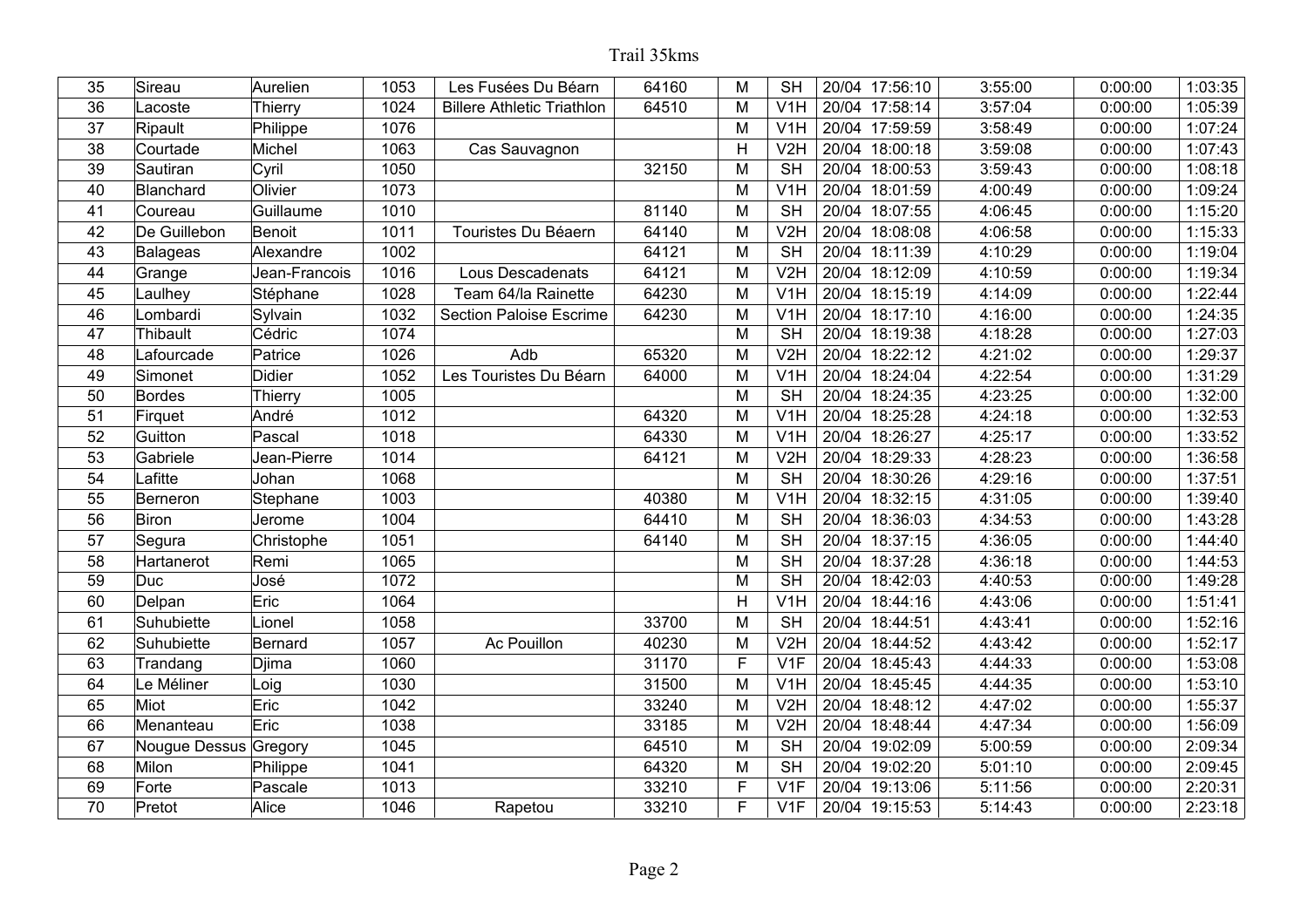# Trail 35kms

| 35 | Sireau | Aurelien | 1053 | Les Fusées Du Béarn | 64160 | M | SH | 20/04 17:56:10 | 3:55:00 | 0:00:00 | 1:03:35 |
|---|---|---|---|---|---|---|---|---|---|---|---|
| 36 | Lacoste | Thierry | 1024 | Billere Athletic Triathlon | 64510 | M | V1H | 20/04 17:58:14 | 3:57:04 | 0:00:00 | 1:05:39 |
| 37 | Ripault | Philippe | 1076 | | | M | V1H | 20/04 17:59:59 | 3:58:49 | 0:00:00 | 1:07:24 |
| 38 | Courtade | Michel | 1063 | Cas Sauvagnon | | H | V2H | 20/04 18:00:18 | 3:59:08 | 0:00:00 | 1:07:43 |
| 39 | Sautiran | Cyril | 1050 | | 32150 | M | SH | 20/04 18:00:53 | 3:59:43 | 0:00:00 | 1:08:18 |
| 40 | Blanchard | Olivier | 1073 | | | M | V1H | 20/04 18:01:59 | 4:00:49 | 0:00:00 | 1:09:24 |
| 41 | Coureau | Guillaume | 1010 | | 81140 | M | SH | 20/04 18:07:55 | 4:06:45 | 0:00:00 | 1:15:20 |
| 42 | De Guillebon | Benoit | 1011 | Touristes Du Béaern | 64140 | M | V2H | 20/04 18:08:08 | 4:06:58 | 0:00:00 | 1:15:33 |
| 43 | Balageas | Alexandre | 1002 | | 64121 | M | SH | 20/04 18:11:39 | 4:10:29 | 0:00:00 | 1:19:04 |
| 44 | Grange | Jean-Francois | 1016 | Lous Descadenats | 64121 | M | V2H | 20/04 18:12:09 | 4:10:59 | 0:00:00 | 1:19:34 |
| 45 | Laulhey | Stéphane | 1028 | Team 64/la Rainette | 64230 | M | V1H | 20/04 18:15:19 | 4:14:09 | 0:00:00 | 1:22:44 |
| 46 | Lombardi | Sylvain | 1032 | Section Paloise Escrime | 64230 | M | V1H | 20/04 18:17:10 | 4:16:00 | 0:00:00 | 1:24:35 |
| 47 | Thibault | Cédric | 1074 | | | M | SH | 20/04 18:19:38 | 4:18:28 | 0:00:00 | 1:27:03 |
| 48 | Lafourcade | Patrice | 1026 | Adb | 65320 | M | V2H | 20/04 18:22:12 | 4:21:02 | 0:00:00 | 1:29:37 |
| 49 | Simonet | Didier | 1052 | Les Touristes Du Béarn | 64000 | M | V1H | 20/04 18:24:04 | 4:22:54 | 0:00:00 | 1:31:29 |
| 50 | Bordes | Thierry | 1005 | | | M | SH | 20/04 18:24:35 | 4:23:25 | 0:00:00 | 1:32:00 |
| 51 | Firquet | André | 1012 | | 64320 | M | V1H | 20/04 18:25:28 | 4:24:18 | 0:00:00 | 1:32:53 |
| 52 | Guitton | Pascal | 1018 | | 64330 | M | V1H | 20/04 18:26:27 | 4:25:17 | 0:00:00 | 1:33:52 |
| 53 | Gabriele | Jean-Pierre | 1014 | | 64121 | M | V2H | 20/04 18:29:33 | 4:28:23 | 0:00:00 | 1:36:58 |
| 54 | Lafitte | Johan | 1068 | | | M | SH | 20/04 18:30:26 | 4:29:16 | 0:00:00 | 1:37:51 |
| 55 | Berneron | Stephane | 1003 | | 40380 | M | V1H | 20/04 18:32:15 | 4:31:05 | 0:00:00 | 1:39:40 |
| 56 | Biron | Jerome | 1004 | | 64410 | M | SH | 20/04 18:36:03 | 4:34:53 | 0:00:00 | 1:43:28 |
| 57 | Segura | Christophe | 1051 | | 64140 | M | SH | 20/04 18:37:15 | 4:36:05 | 0:00:00 | 1:44:40 |
| 58 | Hartanerot | Remi | 1065 | | | M | SH | 20/04 18:37:28 | 4:36:18 | 0:00:00 | 1:44:53 |
| 59 | Duc | José | 1072 | | | M | SH | 20/04 18:42:03 | 4:40:53 | 0:00:00 | 1:49:28 |
| 60 | Delpan | Eric | 1064 | | | H | V1H | 20/04 18:44:16 | 4:43:06 | 0:00:00 | 1:51:41 |
| 61 | Suhubiette | Lionel | 1058 | | 33700 | M | SH | 20/04 18:44:51 | 4:43:41 | 0:00:00 | 1:52:16 |
| 62 | Suhubiette | Bernard | 1057 | Ac Pouillon | 40230 | M | V2H | 20/04 18:44:52 | 4:43:42 | 0:00:00 | 1:52:17 |
| 63 | Trandang | Djima | 1060 | | 31170 | F | V1F | 20/04 18:45:43 | 4:44:33 | 0:00:00 | 1:53:08 |
| 64 | Le Méliner | Loig | 1030 | | 31500 | M | V1H | 20/04 18:45:45 | 4:44:35 | 0:00:00 | 1:53:10 |
| 65 | Miot | Eric | 1042 | | 33240 | M | V2H | 20/04 18:48:12 | 4:47:02 | 0:00:00 | 1:55:37 |
| 66 | Menanteau | Eric | 1038 | | 33185 | M | V2H | 20/04 18:48:44 | 4:47:34 | 0:00:00 | 1:56:09 |
| 67 | Nougue Dessus | Gregory | 1045 | | 64510 | M | SH | 20/04 19:02:09 | 5:00:59 | 0:00:00 | 2:09:34 |
| 68 | Milon | Philippe | 1041 | | 64320 | M | SH | 20/04 19:02:20 | 5:01:10 | 0:00:00 | 2:09:45 |
| 69 | Forte | Pascale | 1013 | | 33210 | F | V1F | 20/04 19:13:06 | 5:11:56 | 0:00:00 | 2:20:31 |
| 70 | Pretot | Alice | 1046 | Rapetou | 33210 | F | V1F | 20/04 19:15:53 | 5:14:43 | 0:00:00 | 2:23:18 |